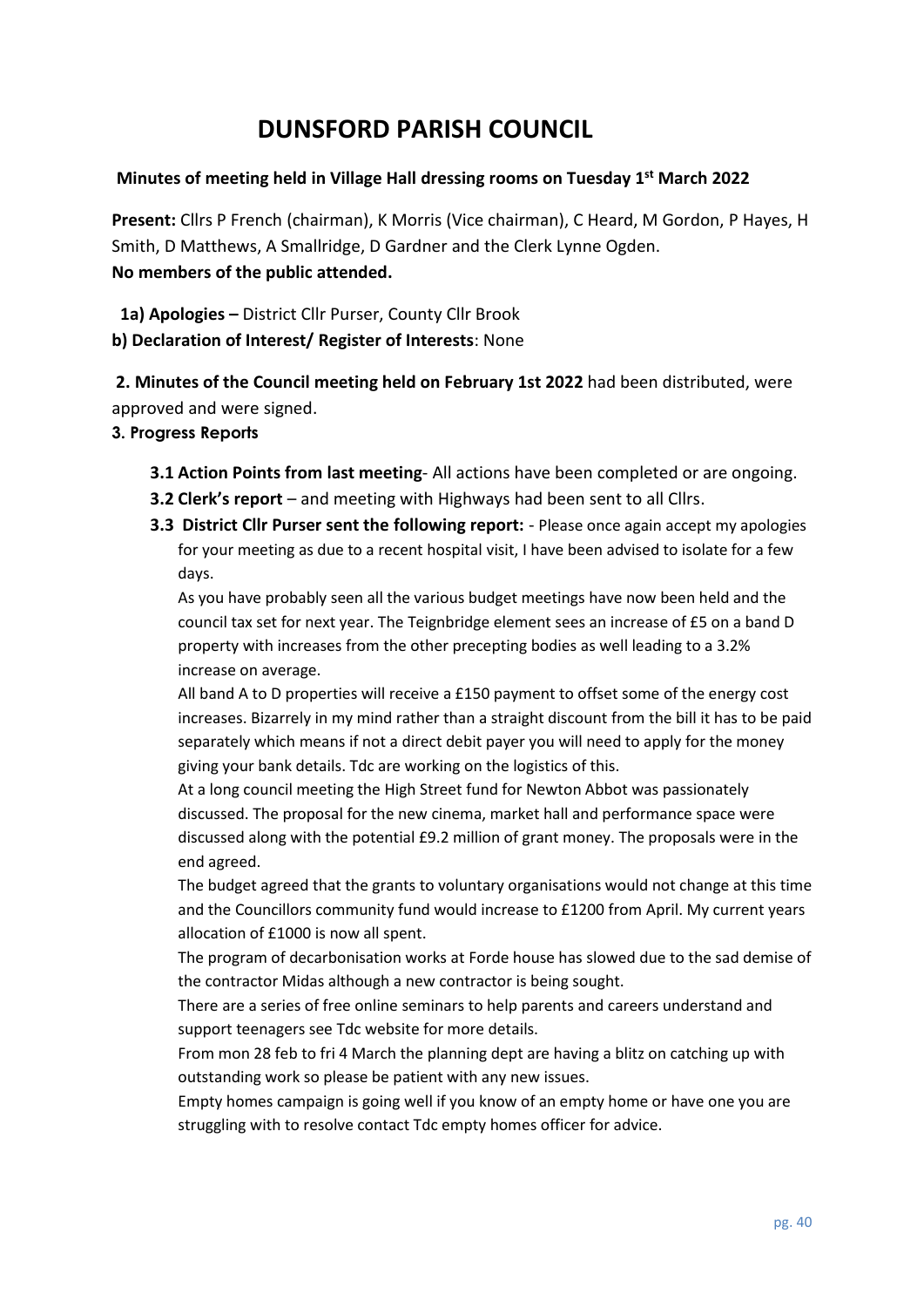# DUNSFORD PARISH COUNCIL

**Minutes of meeting held in Village Hall dressing rooms on Tuesday 1st March 2022**

**Present:** Cllrs P French (chairman), K Morris (Vice chairman), C Heard, M Gordon, P Hayes, H Smith, D Matthews, A Smallridge, D Gardner and the Clerk Lynne Ogden.
**No members of the public attended.**

**1a) Apologies –** District Cllr Purser, County Cllr Brook
**b) Declaration of Interest/ Register of Interests**: None

**2. Minutes of the Council meeting held on February 1st 2022** had been distributed, were approved and were signed.

**3. Progress Reports**

- **3.1 Action Points from last meeting**- All actions have been completed or are ongoing.
- **3.2 Clerk's report** – and meeting with Highways had been sent to all Cllrs.
- **3.3 District Cllr Purser sent the following report:** - Please once again accept my apologies for your meeting as due to a recent hospital visit, I have been advised to isolate for a few days.

  As you have probably seen all the various budget meetings have now been held and the council tax set for next year. The Teignbridge element sees an increase of £5 on a band D property with increases from the other precepting bodies as well leading to a 3.2% increase on average.

  All band A to D properties will receive a £150 payment to offset some of the energy cost increases. Bizarrely in my mind rather than a straight discount from the bill it has to be paid separately which means if not a direct debit payer you will need to apply for the money giving your bank details. Tdc are working on the logistics of this.

  At a long council meeting the High Street fund for Newton Abbot was passionately discussed. The proposal for the new cinema, market hall and performance space were discussed along with the potential £9.2 million of grant money. The proposals were in the end agreed.

  The budget agreed that the grants to voluntary organisations would not change at this time and the Councillors community fund would increase to £1200 from April. My current years allocation of £1000 is now all spent.

  The program of decarbonisation works at Forde house has slowed due to the sad demise of the contractor Midas although a new contractor is being sought.

  There are a series of free online seminars to help parents and careers understand and support teenagers see Tdc website for more details.

  From mon 28 feb to fri 4 March the planning dept are having a blitz on catching up with outstanding work so please be patient with any new issues.

  Empty homes campaign is going well if you know of an empty home or have one you are struggling with to resolve contact Tdc empty homes officer for advice.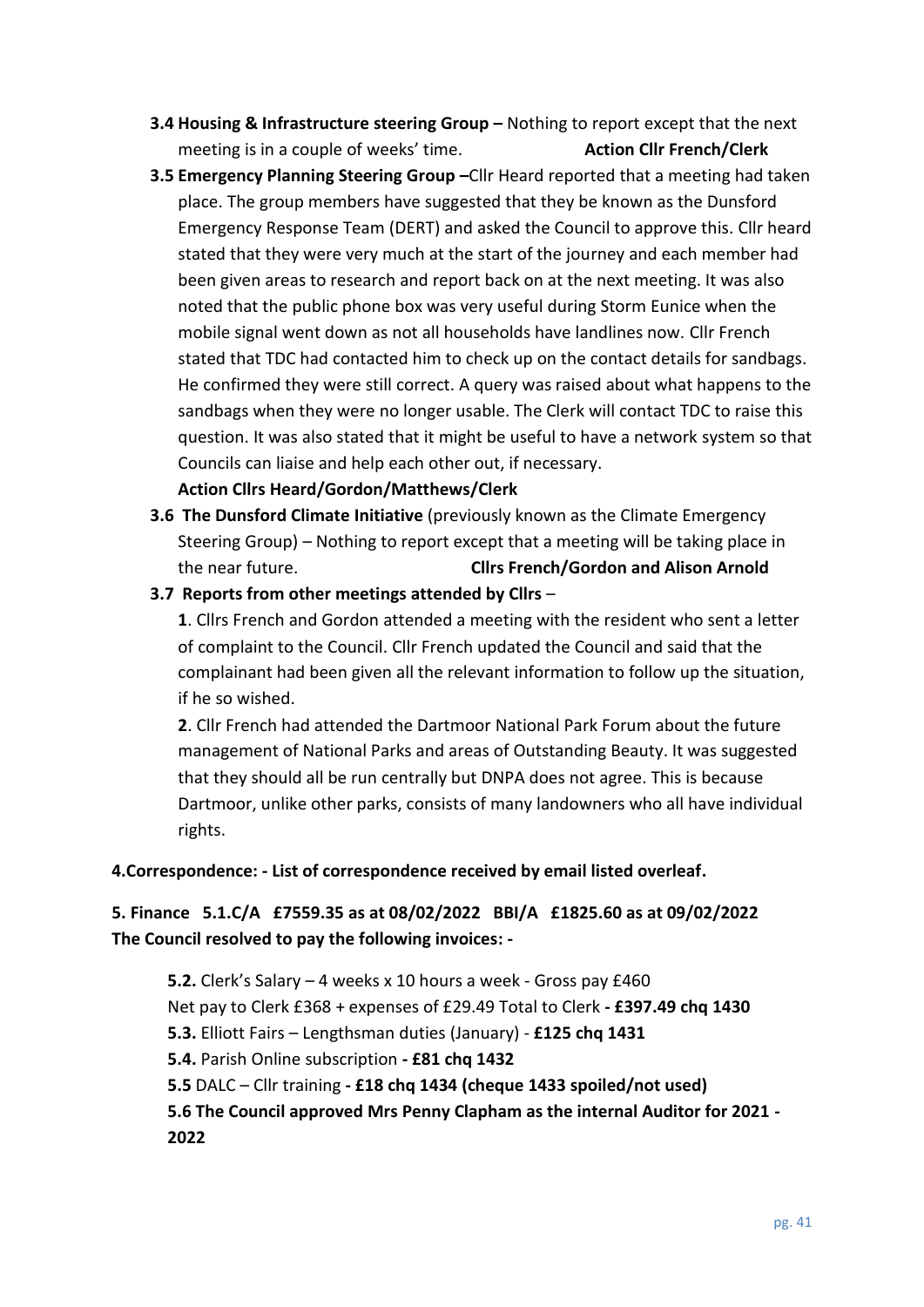- **3.4 Housing & Infrastructure steering Group –** Nothing to report except that the next meeting is in a couple of weeks' time. **Action Cllr French/Clerk**
- **3.5 Emergency Planning Steering Group –**Cllr Heard reported that a meeting had taken place. The group members have suggested that they be known as the Dunsford Emergency Response Team (DERT) and asked the Council to approve this. Cllr heard stated that they were very much at the start of the journey and each member had been given areas to research and report back on at the next meeting. It was also noted that the public phone box was very useful during Storm Eunice when the mobile signal went down as not all households have landlines now. Cllr French stated that TDC had contacted him to check up on the contact details for sandbags. He confirmed they were still correct. A query was raised about what happens to the sandbags when they were no longer usable. The Clerk will contact TDC to raise this question. It was also stated that it might be useful to have a network system so that Councils can liaise and help each other out, if necessary.

  **Action Cllrs Heard/Gordon/Matthews/Clerk**
- **3.6 The Dunsford Climate Initiative** (previously known as the Climate Emergency Steering Group) – Nothing to report except that a meeting will be taking place in the near future. **Cllrs French/Gordon and Alison Arnold**
- **3.7 Reports from other meetings attended by Cllrs** –

  **1**. Cllrs French and Gordon attended a meeting with the resident who sent a letter of complaint to the Council. Cllr French updated the Council and said that the complainant had been given all the relevant information to follow up the situation, if he so wished.

  **2**. Cllr French had attended the Dartmoor National Park Forum about the future management of National Parks and areas of Outstanding Beauty. It was suggested that they should all be run centrally but DNPA does not agree. This is because Dartmoor, unlike other parks, consists of many landowners who all have individual rights.

**4.Correspondence: - List of correspondence received by email listed overleaf.**

**5. Finance 5.1.C/A £7559.35 as at 08/02/2022 BBI/A £1825.60 as at 09/02/2022**
**The Council resolved to pay the following invoices: -**

**5.2.** Clerk's Salary – 4 weeks x 10 hours a week - Gross pay £460
Net pay to Clerk £368 + expenses of £29.49 Total to Clerk **- £397.49 chq 1430**

**5.3.** Elliott Fairs – Lengthsman duties (January) - **£125 chq 1431**

**5.4.** Parish Online subscription **- £81 chq 1432**

**5.5** DALC – Cllr training **- £18 chq 1434 (cheque 1433 spoiled/not used)**

**5.6 The Council approved Mrs Penny Clapham as the internal Auditor for 2021 - 2022**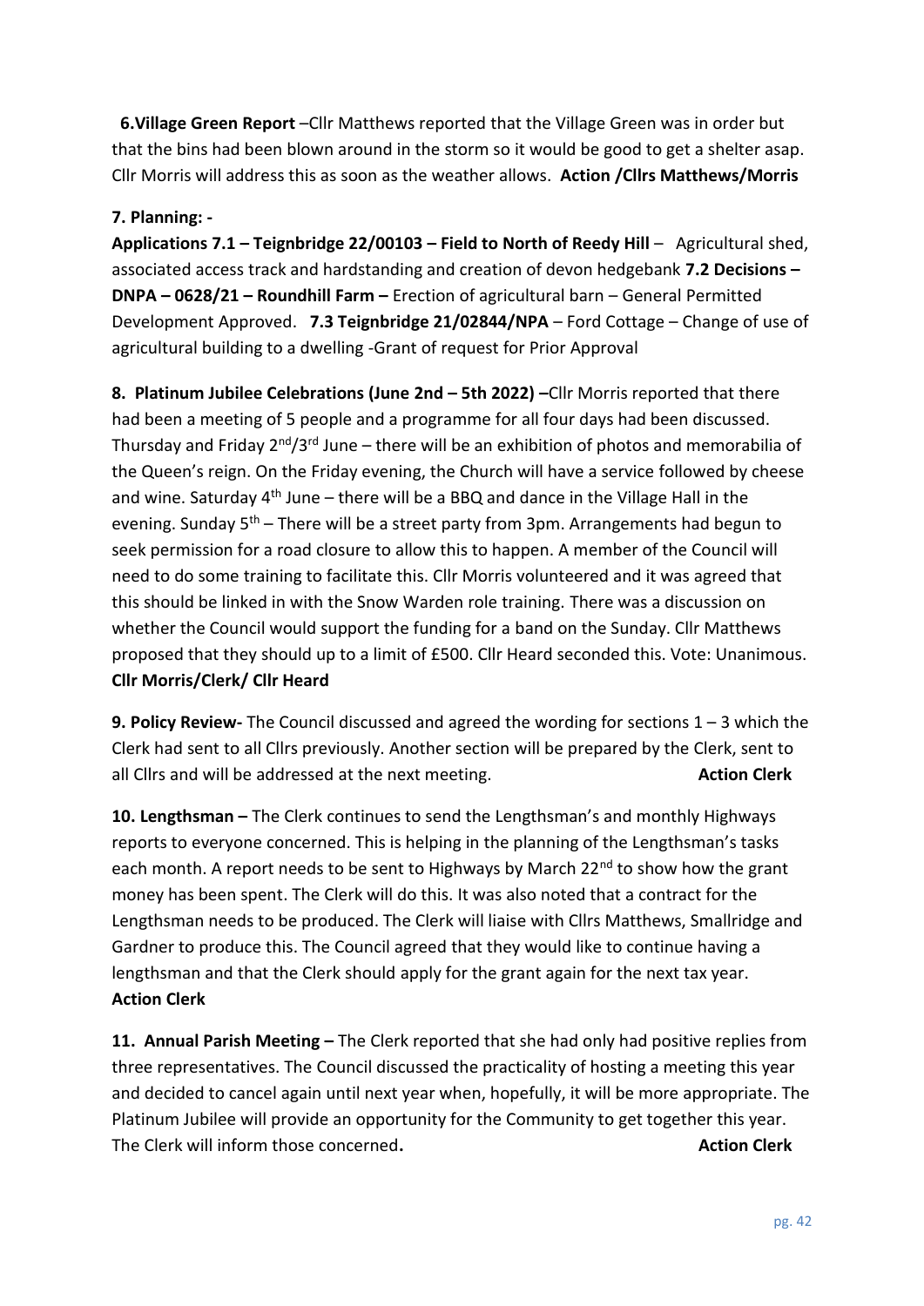**6.Village Green Report** –Cllr Matthews reported that the Village Green was in order but that the bins had been blown around in the storm so it would be good to get a shelter asap. Cllr Morris will address this as soon as the weather allows. **Action /Cllrs Matthews/Morris**

**7. Planning: -**

**Applications 7.1 – Teignbridge 22/00103 – Field to North of Reedy Hill** – Agricultural shed, associated access track and hardstanding and creation of devon hedgebank **7.2 Decisions – DNPA – 0628/21 – Roundhill Farm –** Erection of agricultural barn – General Permitted Development Approved. **7.3 Teignbridge 21/02844/NPA** – Ford Cottage – Change of use of agricultural building to a dwelling -Grant of request for Prior Approval

**8. Platinum Jubilee Celebrations (June 2nd – 5th 2022) –**Cllr Morris reported that there had been a meeting of 5 people and a programme for all four days had been discussed. Thursday and Friday 2nd/3rd June – there will be an exhibition of photos and memorabilia of the Queen's reign. On the Friday evening, the Church will have a service followed by cheese and wine. Saturday 4th June – there will be a BBQ and dance in the Village Hall in the evening. Sunday 5th – There will be a street party from 3pm. Arrangements had begun to seek permission for a road closure to allow this to happen. A member of the Council will need to do some training to facilitate this. Cllr Morris volunteered and it was agreed that this should be linked in with the Snow Warden role training. There was a discussion on whether the Council would support the funding for a band on the Sunday. Cllr Matthews proposed that they should up to a limit of £500. Cllr Heard seconded this. Vote: Unanimous. **Cllr Morris/Clerk/ Cllr Heard**

**9. Policy Review-** The Council discussed and agreed the wording for sections 1 – 3 which the Clerk had sent to all Cllrs previously. Another section will be prepared by the Clerk, sent to all Cllrs and will be addressed at the next meeting. **Action Clerk**

**10. Lengthsman –** The Clerk continues to send the Lengthsman's and monthly Highways reports to everyone concerned. This is helping in the planning of the Lengthsman's tasks each month. A report needs to be sent to Highways by March 22nd to show how the grant money has been spent. The Clerk will do this. It was also noted that a contract for the Lengthsman needs to be produced. The Clerk will liaise with Cllrs Matthews, Smallridge and Gardner to produce this. The Council agreed that they would like to continue having a lengthsman and that the Clerk should apply for the grant again for the next tax year. **Action Clerk**

**11. Annual Parish Meeting –** The Clerk reported that she had only had positive replies from three representatives. The Council discussed the practicality of hosting a meeting this year and decided to cancel again until next year when, hopefully, it will be more appropriate. The Platinum Jubilee will provide an opportunity for the Community to get together this year. The Clerk will inform those concerned**.** **Action Clerk**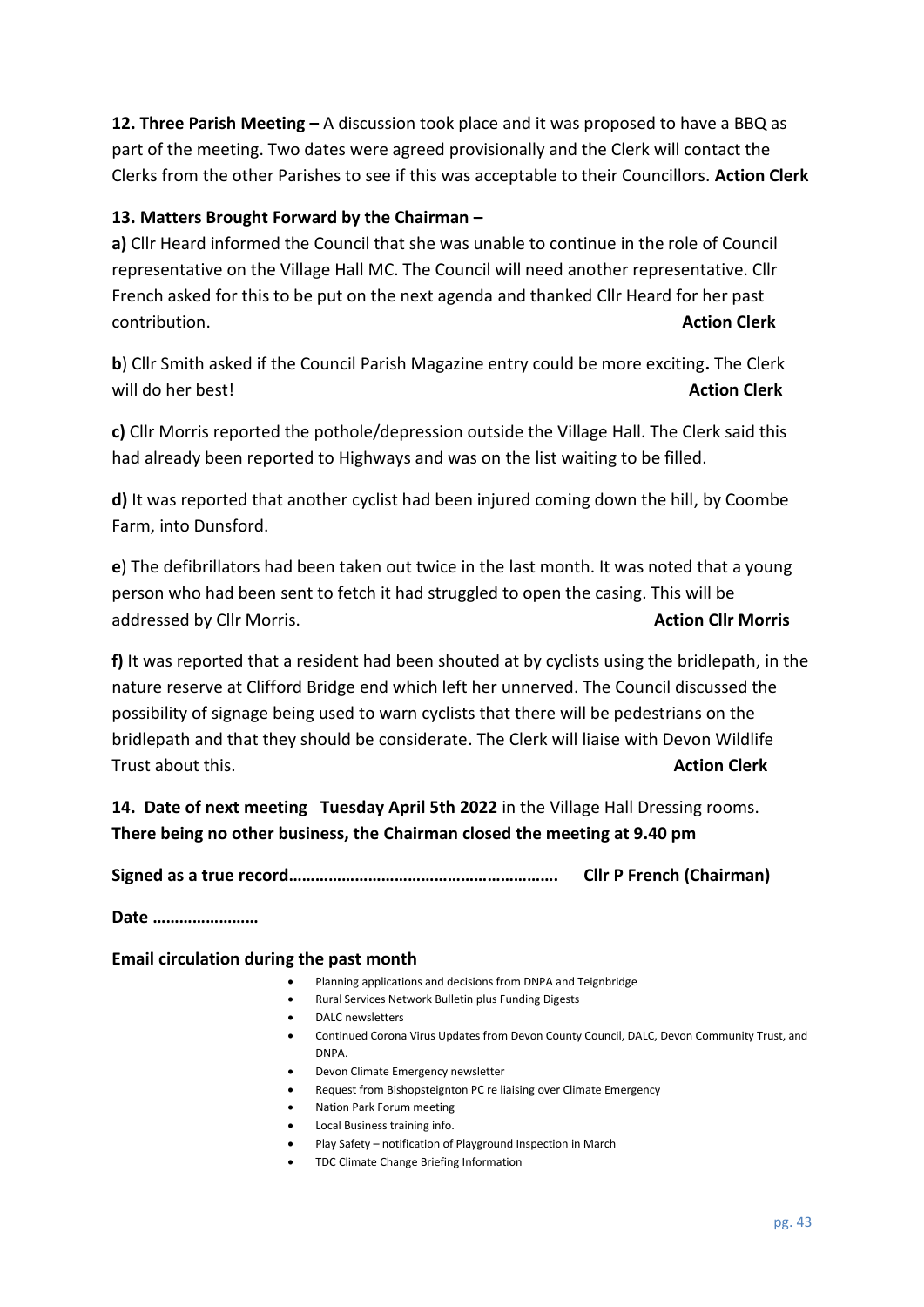**12. Three Parish Meeting –** A discussion took place and it was proposed to have a BBQ as part of the meeting. Two dates were agreed provisionally and the Clerk will contact the Clerks from the other Parishes to see if this was acceptable to their Councillors. **Action Clerk**

**13. Matters Brought Forward by the Chairman –**

**a)** Cllr Heard informed the Council that she was unable to continue in the role of Council representative on the Village Hall MC. The Council will need another representative. Cllr French asked for this to be put on the next agenda and thanked Cllr Heard for her past contribution. **Action Clerk**

**b**) Cllr Smith asked if the Council Parish Magazine entry could be more exciting**.** The Clerk will do her best! **Action Clerk**

**c)** Cllr Morris reported the pothole/depression outside the Village Hall. The Clerk said this had already been reported to Highways and was on the list waiting to be filled.

**d)** It was reported that another cyclist had been injured coming down the hill, by Coombe Farm, into Dunsford.

**e**) The defibrillators had been taken out twice in the last month. It was noted that a young person who had been sent to fetch it had struggled to open the casing. This will be addressed by Cllr Morris. **Action Cllr Morris**

**f)** It was reported that a resident had been shouted at by cyclists using the bridlepath, in the nature reserve at Clifford Bridge end which left her unnerved. The Council discussed the possibility of signage being used to warn cyclists that there will be pedestrians on the bridlepath and that they should be considerate. The Clerk will liaise with Devon Wildlife Trust about this. **Action Clerk**

**14. Date of next meeting Tuesday April 5th 2022** in the Village Hall Dressing rooms.
**There being no other business, the Chairman closed the meeting at 9.40 pm**

**Signed as a true record……………………………………………………. Cllr P French (Chairman)**

**Date ……………………**

**Email circulation during the past month**

- Planning applications and decisions from DNPA and Teignbridge
- Rural Services Network Bulletin plus Funding Digests
- DALC newsletters
- Continued Corona Virus Updates from Devon County Council, DALC, Devon Community Trust, and DNPA.
- Devon Climate Emergency newsletter
- Request from Bishopsteignton PC re liaising over Climate Emergency
- Nation Park Forum meeting
- Local Business training info.
- Play Safety – notification of Playground Inspection in March
- TDC Climate Change Briefing Information